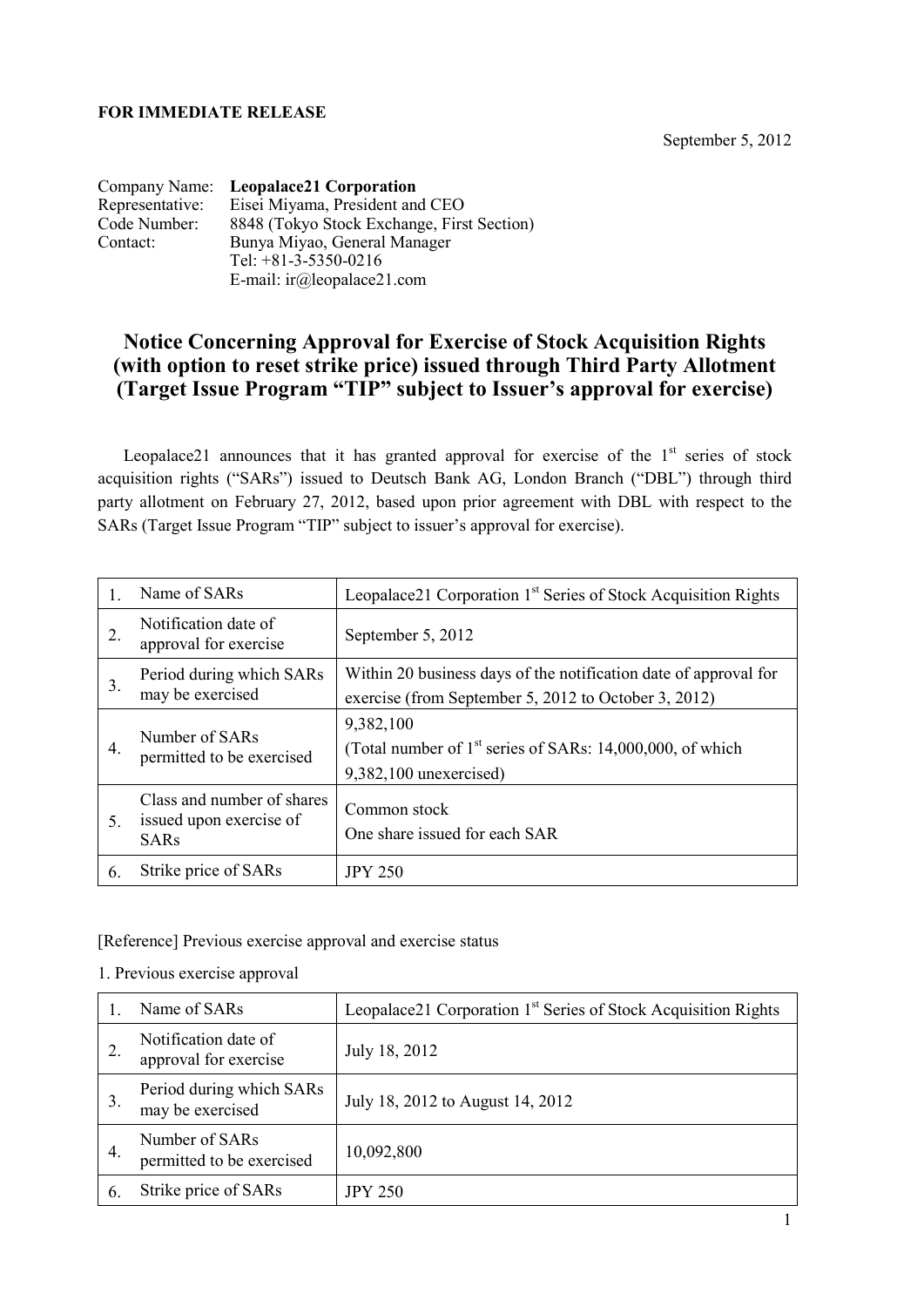**FOR IMMEDIATE RELEASE**

September 5, 2012

Company Name: **Leopalace21 Corporation**
Representative: Eisei Miyama, President and CEO
Code Number: 8848 (Tokyo Stock Exchange, First Section)
Contact: Bunya Miyao, General Manager
Tel: +81-3-5350-0216
E-mail: ir@leopalace21.com

# Notice Concerning Approval for Exercise of Stock Acquisition Rights (with option to reset strike price) issued through Third Party Allotment (Target Issue Program "TIP" subject to Issuer's approval for exercise)

Leopalace21 announces that it has granted approval for exercise of the 1st series of stock acquisition rights ("SARs") issued to Deutsch Bank AG, London Branch ("DBL") through third party allotment on February 27, 2012, based upon prior agreement with DBL with respect to the SARs (Target Issue Program "TIP" subject to issuer's approval for exercise).

| | | |
|---|---|---|
| 1. | Name of SARs | Leopalace21 Corporation 1st Series of Stock Acquisition Rights |
| 2. | Notification date of approval for exercise | September 5, 2012 |
| 3. | Period during which SARs may be exercised | Within 20 business days of the notification date of approval for exercise (from September 5, 2012 to October 3, 2012) |
| 4. | Number of SARs permitted to be exercised | 9,382,100<br>(Total number of 1st series of SARs: 14,000,000, of which 9,382,100 unexercised) |
| 5. | Class and number of shares issued upon exercise of SARs | Common stock<br>One share issued for each SAR |
| 6. | Strike price of SARs | JPY 250 |

[Reference] Previous exercise approval and exercise status

1. Previous exercise approval

| | | |
|---|---|---|
| 1. | Name of SARs | Leopalace21 Corporation 1st Series of Stock Acquisition Rights |
| 2. | Notification date of approval for exercise | July 18, 2012 |
| 3. | Period during which SARs may be exercised | July 18, 2012 to August 14, 2012 |
| 4. | Number of SARs permitted to be exercised | 10,092,800 |
| 6. | Strike price of SARs | JPY 250 |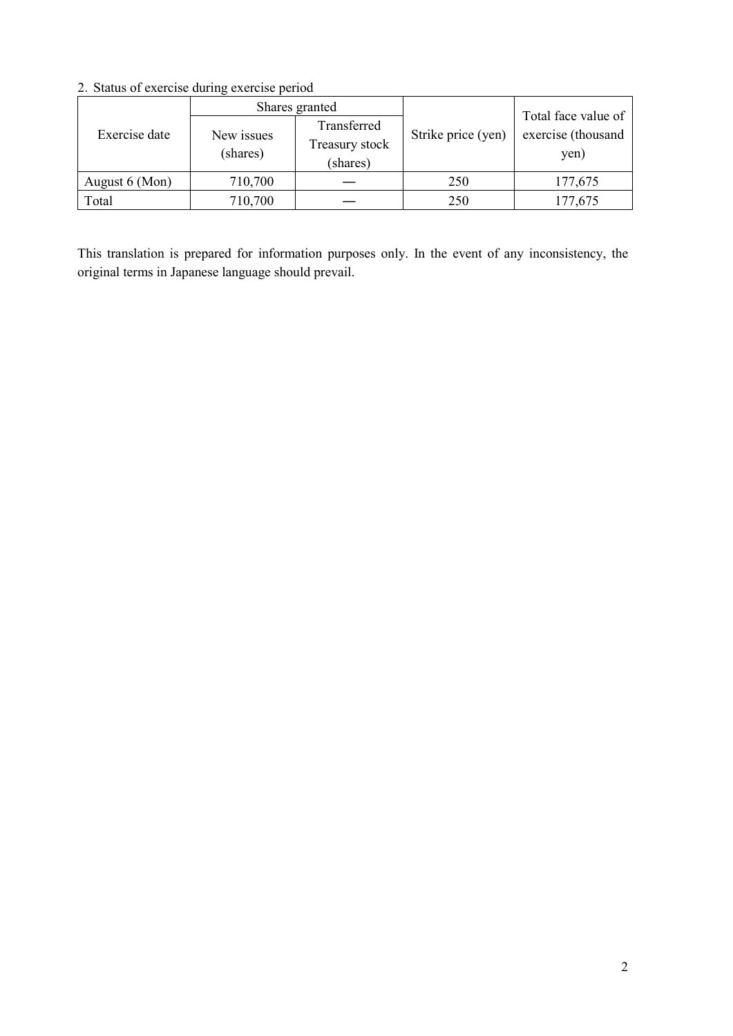2. Status of exercise during exercise period

| Exercise date | Shares granted | | Strike price (yen) | Total face value of exercise (thousand yen) |
|---|---|---|---|---|
| | New issues (shares) | Transferred Treasury stock (shares) | | |
| August 6 (Mon) | 710,700 | — | 250 | 177,675 |
| Total | 710,700 | — | 250 | 177,675 |

This translation is prepared for information purposes only. In the event of any inconsistency, the original terms in Japanese language should prevail.